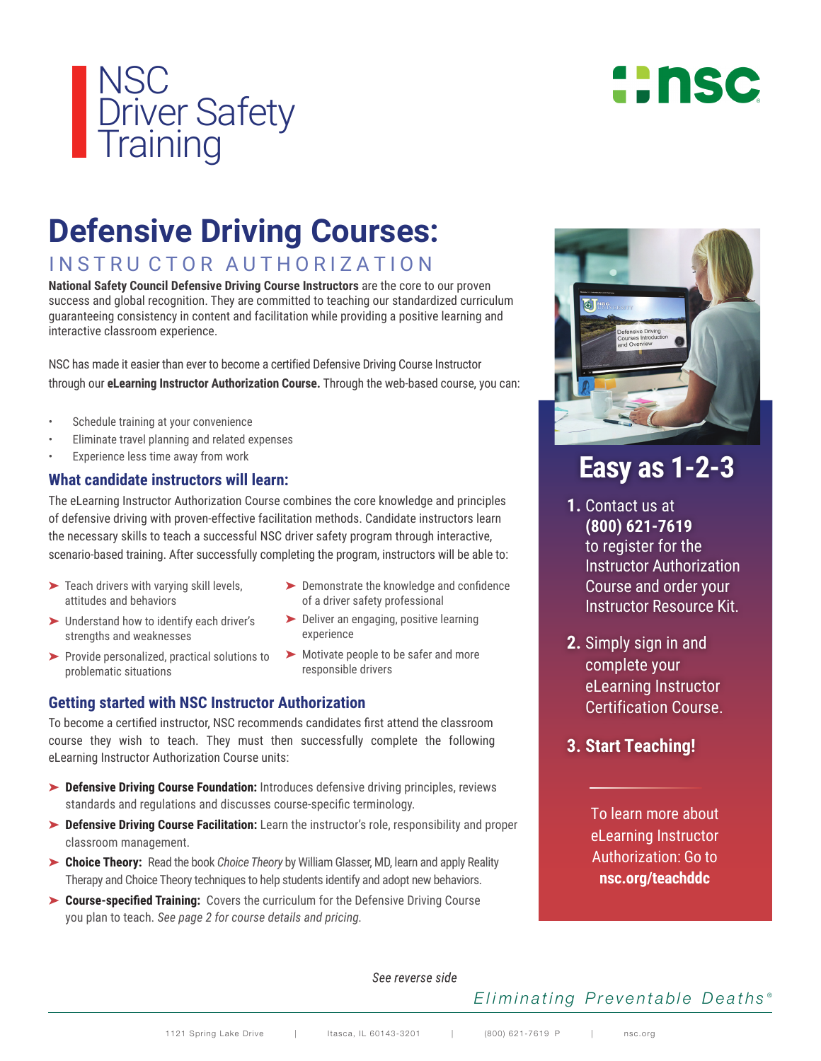# NSC Driver Safety Training

nsc

# Defensive Driving Courses:

## INSTRUCTOR AUTHORIZATION

**National Safety Council Defensive Driving Course Instructors** are the core to our proven success and global recognition. They are committed to teaching our standardized curriculum guaranteeing consistency in content and facilitation while providing a positive learning and interactive classroom experience.

NSC has made it easier than ever to become a certified Defensive Driving Course Instructor through our **eLearning Instructor Authorization Course.** Through the web-based course, you can:

- Schedule training at your convenience
- Eliminate travel planning and related expenses
- Experience less time away from work

### What candidate instructors will learn:

The eLearning Instructor Authorization Course combines the core knowledge and principles of defensive driving with proven-effective facilitation methods. Candidate instructors learn the necessary skills to teach a successful NSC driver safety program through interactive, scenario-based training. After successfully completing the program, instructors will be able to:

- Teach drivers with varying skill levels, attitudes and behaviors
- Understand how to identify each driver's strengths and weaknesses
- Provide personalized, practical solutions to problematic situations
- Demonstrate the knowledge and confidence of a driver safety professional
- Deliver an engaging, positive learning experience
- Motivate people to be safer and more responsible drivers

### Getting started with NSC Instructor Authorization

To become a certified instructor, NSC recommends candidates first attend the classroom course they wish to teach. They must then successfully complete the following eLearning Instructor Authorization Course units:

- **Defensive Driving Course Foundation:** Introduces defensive driving principles, reviews standards and regulations and discusses course-specific terminology.
- **Defensive Driving Course Facilitation:** Learn the instructor's role, responsibility and proper classroom management.
- **Choice Theory:** Read the book *Choice Theory* by William Glasser, MD, learn and apply Reality Therapy and Choice Theory techniques to help students identify and adopt new behaviors.
- **Course-specified Training:** Covers the curriculum for the Defensive Driving Course you plan to teach. *See page 2 for course details and pricing.*

## Easy as 1-2-3

1. Contact us at **(800) 621-7619** to register for the Instructor Authorization Course and order your Instructor Resource Kit.
2. Simply sign in and complete your eLearning Instructor Certification Course.
3. **Start Teaching!**

To learn more about eLearning Instructor Authorization: Go to **nsc.org/teachddc**

*See reverse side*

*Eliminating Preventable Deaths®*

1121 Spring Lake Drive | Itasca, IL 60143-3201 | (800) 621-7619 P | nsc.org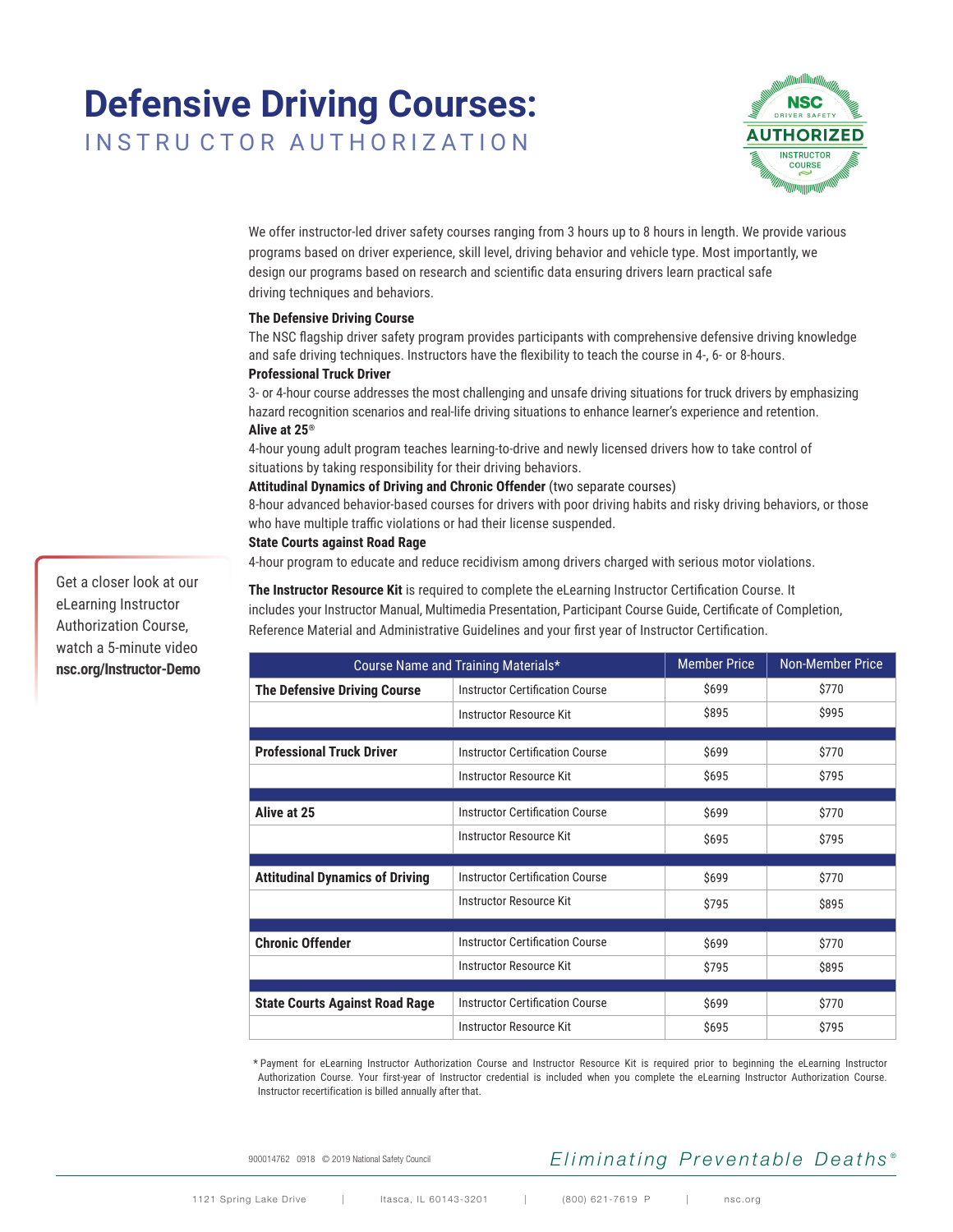# Defensive Driving Courses:

## INSTRUCTOR AUTHORIZATION

NSC DRIVER SAFETY AUTHORIZED INSTRUCTOR COURSE

We offer instructor-led driver safety courses ranging from 3 hours up to 8 hours in length. We provide various programs based on driver experience, skill level, driving behavior and vehicle type. Most importantly, we design our programs based on research and scientific data ensuring drivers learn practical safe driving techniques and behaviors.

**The Defensive Driving Course**
The NSC flagship driver safety program provides participants with comprehensive defensive driving knowledge and safe driving techniques. Instructors have the flexibility to teach the course in 4-, 6- or 8-hours.

**Professional Truck Driver**
3- or 4-hour course addresses the most challenging and unsafe driving situations for truck drivers by emphasizing hazard recognition scenarios and real-life driving situations to enhance learner's experience and retention.

**Alive at 25®**
4-hour young adult program teaches learning-to-drive and newly licensed drivers how to take control of situations by taking responsibility for their driving behaviors.

**Attitudinal Dynamics of Driving and Chronic Offender** (two separate courses)
8-hour advanced behavior-based courses for drivers with poor driving habits and risky driving behaviors, or those who have multiple traffic violations or had their license suspended.

**State Courts against Road Rage**
4-hour program to educate and reduce recidivism among drivers charged with serious motor violations.

Get a closer look at our eLearning Instructor Authorization Course, watch a 5-minute video **nsc.org/Instructor-Demo**

**The Instructor Resource Kit** is required to complete the eLearning Instructor Certification Course. It includes your Instructor Manual, Multimedia Presentation, Participant Course Guide, Certificate of Completion, Reference Material and Administrative Guidelines and your first year of Instructor Certification.

| Course Name and Training Materials* | | Member Price | Non-Member Price |
|---|---|---|---|
| **The Defensive Driving Course** | Instructor Certification Course | $699 | $770 |
| | Instructor Resource Kit | $895 | $995 |
| **Professional Truck Driver** | Instructor Certification Course | $699 | $770 |
| | Instructor Resource Kit | $695 | $795 |
| **Alive at 25** | Instructor Certification Course | $699 | $770 |
| | Instructor Resource Kit | $695 | $795 |
| **Attitudinal Dynamics of Driving** | Instructor Certification Course | $699 | $770 |
| | Instructor Resource Kit | $795 | $895 |
| **Chronic Offender** | Instructor Certification Course | $699 | $770 |
| | Instructor Resource Kit | $795 | $895 |
| **State Courts Against Road Rage** | Instructor Certification Course | $699 | $770 |
| | Instructor Resource Kit | $695 | $795 |

* Payment for eLearning Instructor Authorization Course and Instructor Resource Kit is required prior to beginning the eLearning Instructor Authorization Course. Your first-year of Instructor credential is included when you complete the eLearning Instructor Authorization Course. Instructor recertification is billed annually after that.

900014762 0918 © 2019 National Safety Council

*Eliminating Preventable Deaths®*

1121 Spring Lake Drive | Itasca, IL 60143-3201 | (800) 621-7619 P | nsc.org